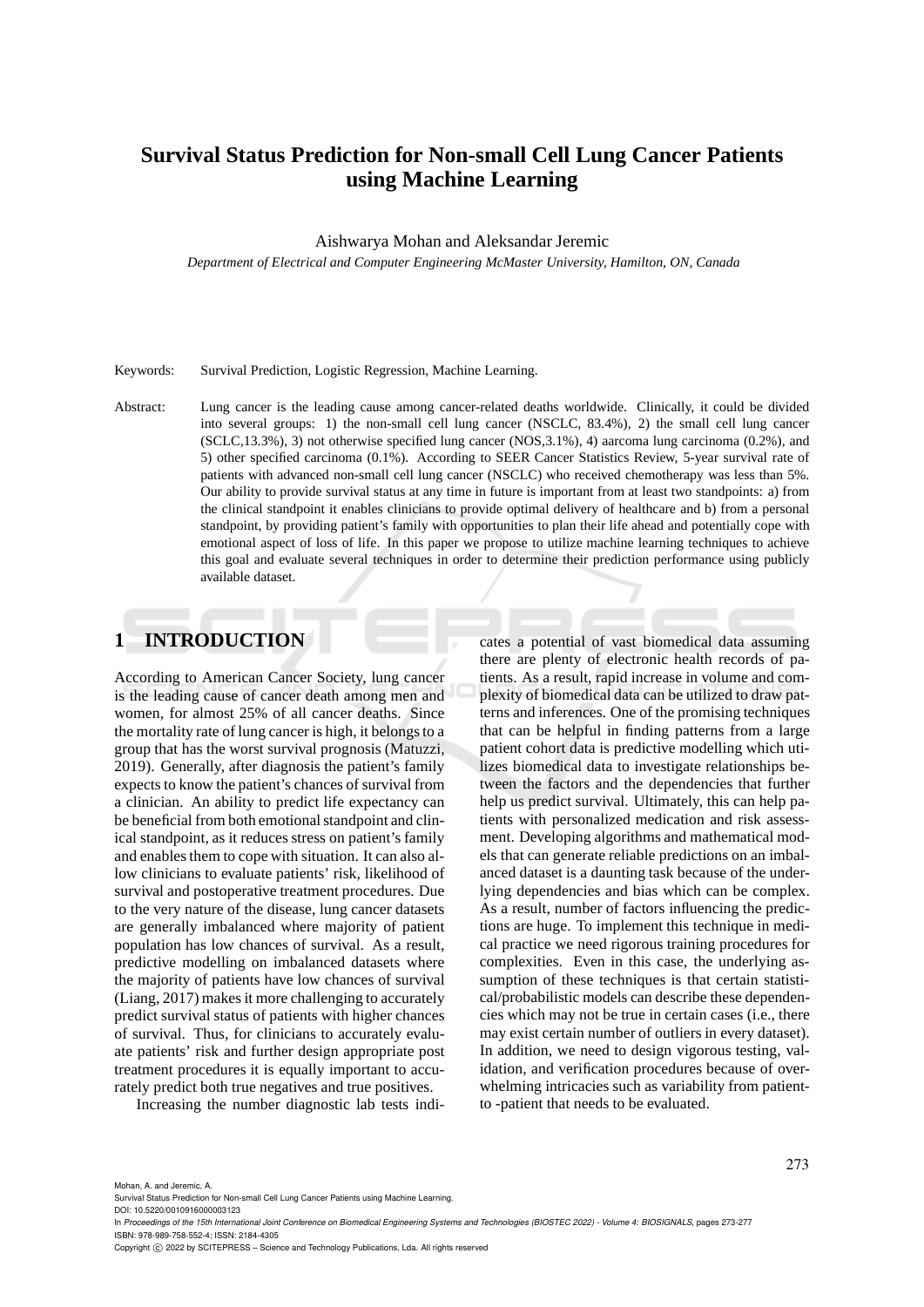# Survival Status Prediction for Non-small Cell Lung Cancer Patients using Machine Learning

Aishwarya Mohan and Aleksandar Jeremic

*Department of Electrical and Computer Engineering McMaster University, Hamilton, ON, Canada*

Keywords: Survival Prediction, Logistic Regression, Machine Learning.

Abstract: Lung cancer is the leading cause among cancer-related deaths worldwide. Clinically, it could be divided into several groups: 1) the non-small cell lung cancer (NSCLC, 83.4%), 2) the small cell lung cancer (SCLC,13.3%), 3) not otherwise specified lung cancer (NOS,3.1%), 4) aarcoma lung carcinoma (0.2%), and 5) other specified carcinoma (0.1%). According to SEER Cancer Statistics Review, 5-year survival rate of patients with advanced non-small cell lung cancer (NSCLC) who received chemotherapy was less than 5%. Our ability to provide survival status at any time in future is important from at least two standpoints: a) from the clinical standpoint it enables clinicians to provide optimal delivery of healthcare and b) from a personal standpoint, by providing patient's family with opportunities to plan their life ahead and potentially cope with emotional aspect of loss of life. In this paper we propose to utilize machine learning techniques to achieve this goal and evaluate several techniques in order to determine their prediction performance using publicly available dataset.

## 1 INTRODUCTION

According to American Cancer Society, lung cancer is the leading cause of cancer death among men and women, for almost 25% of all cancer deaths. Since the mortality rate of lung cancer is high, it belongs to a group that has the worst survival prognosis (Matuzzi, 2019). Generally, after diagnosis the patient's family expects to know the patient's chances of survival from a clinician. An ability to predict life expectancy can be beneficial from both emotional standpoint and clinical standpoint, as it reduces stress on patient's family and enables them to cope with situation. It can also allow clinicians to evaluate patients' risk, likelihood of survival and postoperative treatment procedures. Due to the very nature of the disease, lung cancer datasets are generally imbalanced where majority of patient population has low chances of survival. As a result, predictive modelling on imbalanced datasets where the majority of patients have low chances of survival (Liang, 2017) makes it more challenging to accurately predict survival status of patients with higher chances of survival. Thus, for clinicians to accurately evaluate patients' risk and further design appropriate post treatment procedures it is equally important to accurately predict both true negatives and true positives.

Increasing the number diagnostic lab tests indicates a potential of vast biomedical data assuming there are plenty of electronic health records of patients. As a result, rapid increase in volume and complexity of biomedical data can be utilized to draw patterns and inferences. One of the promising techniques that can be helpful in finding patterns from a large patient cohort data is predictive modelling which utilizes biomedical data to investigate relationships between the factors and the dependencies that further help us predict survival. Ultimately, this can help patients with personalized medication and risk assessment. Developing algorithms and mathematical models that can generate reliable predictions on an imbalanced dataset is a daunting task because of the underlying dependencies and bias which can be complex. As a result, number of factors influencing the predictions are huge. To implement this technique in medical practice we need rigorous training procedures for complexities. Even in this case, the underlying assumption of these techniques is that certain statistical/probabilistic models can describe these dependencies which may not be true in certain cases (i.e., there may exist certain number of outliers in every dataset). In addition, we need to design vigorous testing, validation, and verification procedures because of overwhelming intricacies such as variability from patient-to -patient that needs to be evaluated.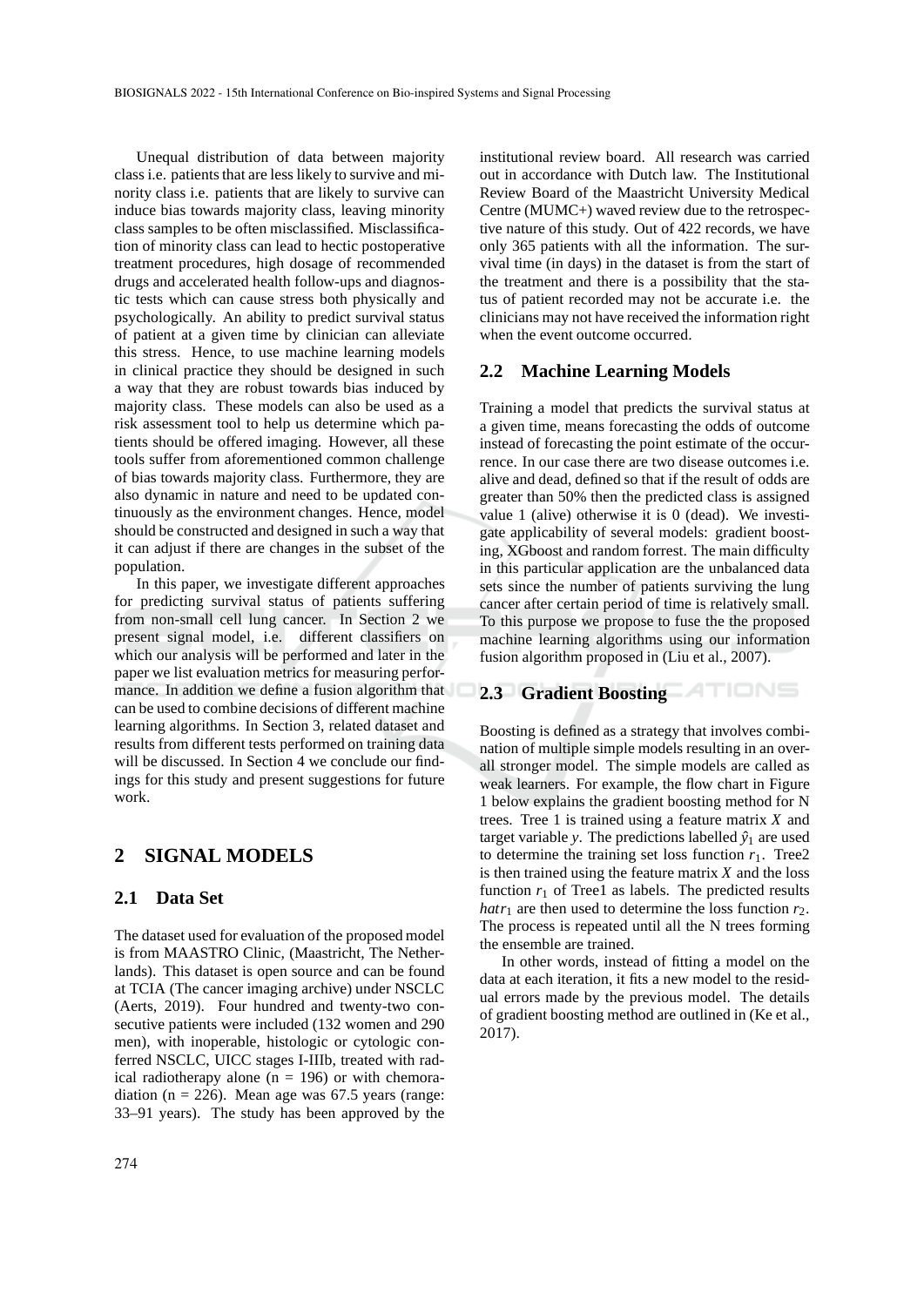Unequal distribution of data between majority class i.e. patients that are less likely to survive and minority class i.e. patients that are likely to survive can induce bias towards majority class, leaving minority class samples to be often misclassified. Misclassification of minority class can lead to hectic postoperative treatment procedures, high dosage of recommended drugs and accelerated health follow-ups and diagnostic tests which can cause stress both physically and psychologically. An ability to predict survival status of patient at a given time by clinician can alleviate this stress. Hence, to use machine learning models in clinical practice they should be designed in such a way that they are robust towards bias induced by majority class. These models can also be used as a risk assessment tool to help us determine which patients should be offered imaging. However, all these tools suffer from aforementioned common challenge of bias towards majority class. Furthermore, they are also dynamic in nature and need to be updated continuously as the environment changes. Hence, model should be constructed and designed in such a way that it can adjust if there are changes in the subset of the population.

In this paper, we investigate different approaches for predicting survival status of patients suffering from non-small cell lung cancer. In Section 2 we present signal model, i.e. different classifiers on which our analysis will be performed and later in the paper we list evaluation metrics for measuring performance. In addition we define a fusion algorithm that can be used to combine decisions of different machine learning algorithms. In Section 3, related dataset and results from different tests performed on training data will be discussed. In Section 4 we conclude our findings for this study and present suggestions for future work.

# 2 SIGNAL MODELS

## 2.1 Data Set

The dataset used for evaluation of the proposed model is from MAASTRO Clinic, (Maastricht, The Netherlands). This dataset is open source and can be found at TCIA (The cancer imaging archive) under NSCLC (Aerts, 2019). Four hundred and twenty-two consecutive patients were included (132 women and 290 men), with inoperable, histologic or cytologic conferred NSCLC, UICC stages I-IIIb, treated with radical radiotherapy alone (n = 196) or with chemoradiation (n = 226). Mean age was 67.5 years (range: 33–91 years). The study has been approved by the institutional review board. All research was carried out in accordance with Dutch law. The Institutional Review Board of the Maastricht University Medical Centre (MUMC+) waved review due to the retrospective nature of this study. Out of 422 records, we have only 365 patients with all the information. The survival time (in days) in the dataset is from the start of the treatment and there is a possibility that the status of patient recorded may not be accurate i.e. the clinicians may not have received the information right when the event outcome occurred.

## 2.2 Machine Learning Models

Training a model that predicts the survival status at a given time, means forecasting the odds of outcome instead of forecasting the point estimate of the occurrence. In our case there are two disease outcomes i.e. alive and dead, defined so that if the result of odds are greater than 50% then the predicted class is assigned value 1 (alive) otherwise it is 0 (dead). We investigate applicability of several models: gradient boosting, XGboost and random forrest. The main difficulty in this particular application are the unbalanced data sets since the number of patients surviving the lung cancer after certain period of time is relatively small. To this purpose we propose to fuse the the proposed machine learning algorithms using our information fusion algorithm proposed in (Liu et al., 2007).

## 2.3 Gradient Boosting

Boosting is defined as a strategy that involves combination of multiple simple models resulting in an overall stronger model. The simple models are called as weak learners. For example, the flow chart in Figure 1 below explains the gradient boosting method for N trees. Tree 1 is trained using a feature matrix $X$ and target variable $y$. The predictions labelled $\hat{y}_1$ are used to determine the training set loss function $r_1$. Tree2 is then trained using the feature matrix $X$ and the loss function $r_1$ of Tree1 as labels. The predicted results $hatr_1$ are then used to determine the loss function $r_2$. The process is repeated until all the N trees forming the ensemble are trained.

In other words, instead of fitting a model on the data at each iteration, it fits a new model to the residual errors made by the previous model. The details of gradient boosting method are outlined in (Ke et al., 2017).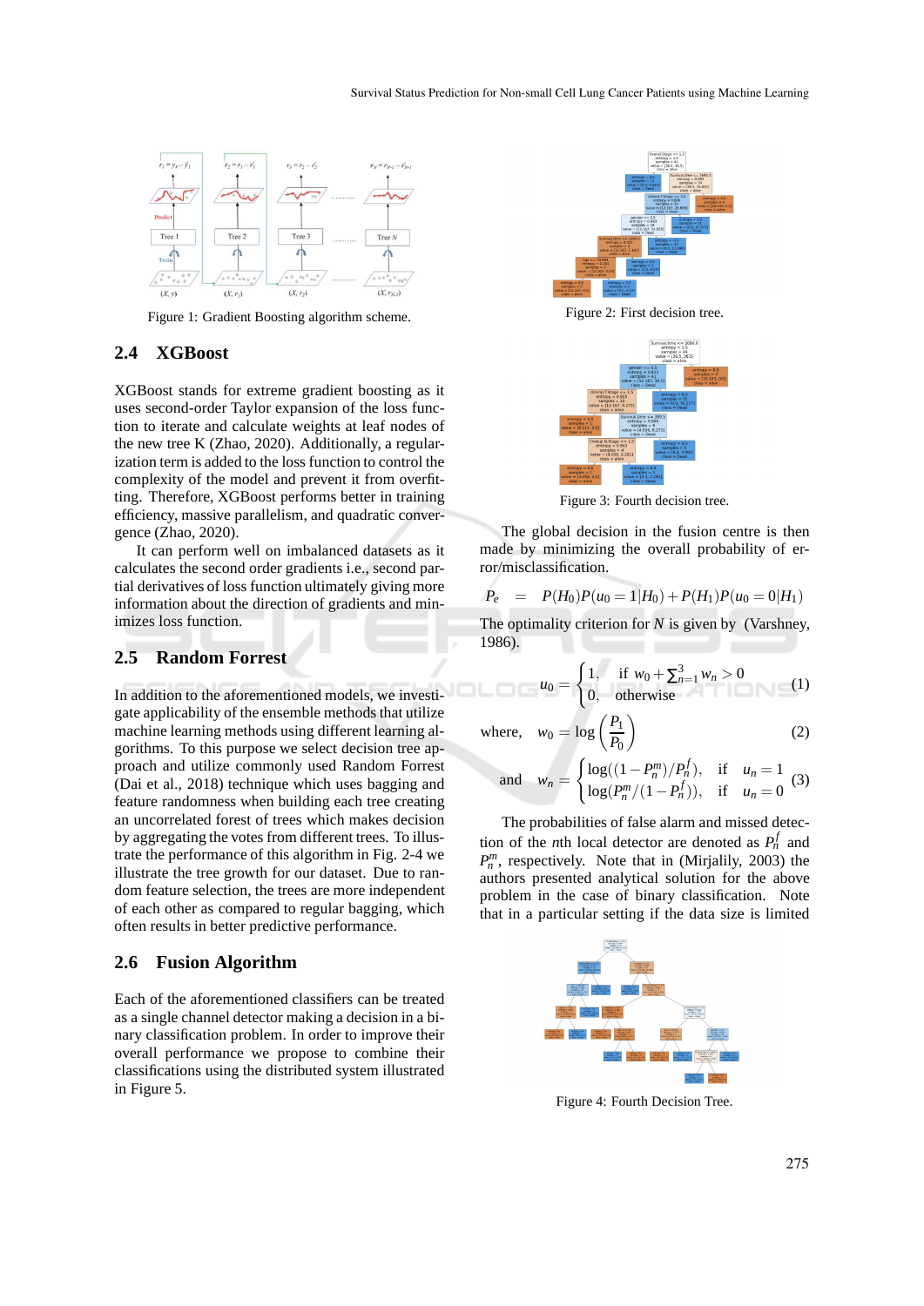Figure 1: Gradient Boosting algorithm scheme.

## 2.4 XGBoost

XGBoost stands for extreme gradient boosting as it uses second-order Taylor expansion of the loss function to iterate and calculate weights at leaf nodes of the new tree K (Zhao, 2020). Additionally, a regularization term is added to the loss function to control the complexity of the model and prevent it from overfitting. Therefore, XGBoost performs better in training efficiency, massive parallelism, and quadratic convergence (Zhao, 2020).

It can perform well on imbalanced datasets as it calculates the second order gradients i.e., second partial derivatives of loss function ultimately giving more information about the direction of gradients and minimizes loss function.

## 2.5 Random Forrest

In addition to the aforementioned models, we investigate applicability of the ensemble methods that utilize machine learning methods using different learning algorithms. To this purpose we select decision tree approach and utilize commonly used Random Forrest (Dai et al., 2018) technique which uses bagging and feature randomness when building each tree creating an uncorrelated forest of trees which makes decision by aggregating the votes from different trees. To illustrate the performance of this algorithm in Fig. 2-4 we illustrate the tree growth for our dataset. Due to random feature selection, the trees are more independent of each other as compared to regular bagging, which often results in better predictive performance.

## 2.6 Fusion Algorithm

Each of the aforementioned classifiers can be treated as a single channel detector making a decision in a binary classification problem. In order to improve their overall performance we propose to combine their classifications using the distributed system illustrated in Figure 5.

Figure 2: First decision tree.

Figure 3: Fourth decision tree.

The global decision in the fusion centre is then made by minimizing the overall probability of error/misclassification.

$$P_e \;=\; P(H_0)P(u_0 = 1|H_0) + P(H_1)P(u_0 = 0|H_1)$$

The optimality criterion for $N$ is given by (Varshney, 1986).

$$u_0 = \begin{cases} 1, & \text{if } w_0 + \sum_{n=1}^{3} w_n > 0 \\ 0, & \text{otherwise} \end{cases} \tag{1}$$

$$\text{where,} \quad w_0 = \log\left(\frac{P_1}{P_0}\right) \tag{2}$$

$$\text{and} \quad w_n = \begin{cases} \log((1-P_n^m)/P_n^f), & \text{if} \quad u_n = 1 \\ \log(P_n^m/(1-P_n^f)), & \text{if} \quad u_n = 0 \end{cases} \tag{3}$$

The probabilities of false alarm and missed detection of the $n$th local detector are denoted as $P_n^f$ and $P_n^m$, respectively. Note that in (Mirjalily, 2003) the authors presented analytical solution for the above problem in the case of binary classification. Note that in a particular setting if the data size is limited

Figure 4: Fourth Decision Tree.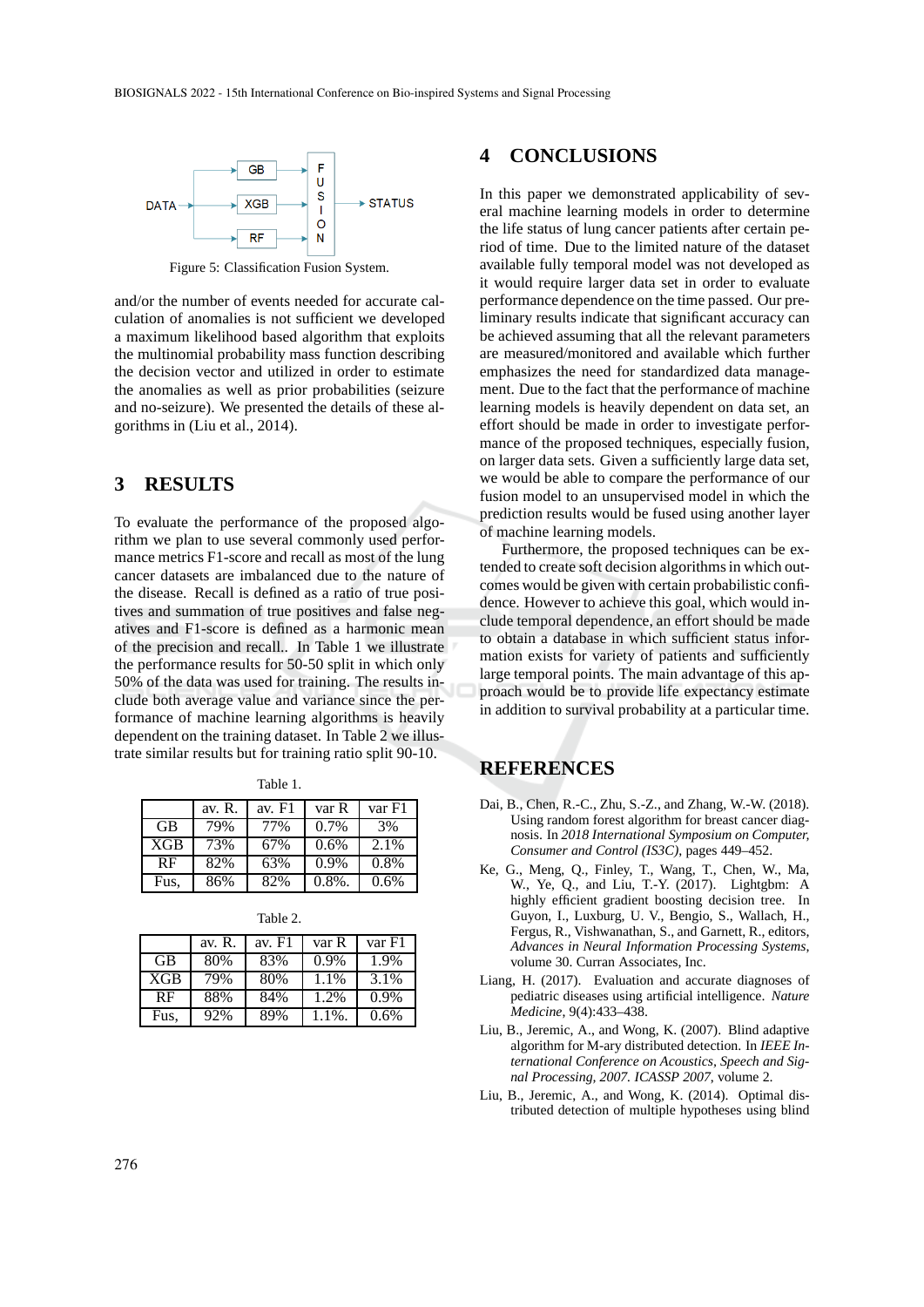Figure 5: Classification Fusion System.

and/or the number of events needed for accurate calculation of anomalies is not sufficient we developed a maximum likelihood based algorithm that exploits the multinomial probability mass function describing the decision vector and utilized in order to estimate the anomalies as well as prior probabilities (seizure and no-seizure). We presented the details of these algorithms in (Liu et al., 2014).

## 3 RESULTS

To evaluate the performance of the proposed algorithm we plan to use several commonly used performance metrics F1-score and recall as most of the lung cancer datasets are imbalanced due to the nature of the disease. Recall is defined as a ratio of true positives and summation of true positives and false negatives and F1-score is defined as a harmonic mean of the precision and recall.. In Table 1 we illustrate the performance results for 50-50 split in which only 50% of the data was used for training. The results include both average value and variance since the performance of machine learning algorithms is heavily dependent on the training dataset. In Table 2 we illustrate similar results but for training ratio split 90-10.

Table 1.

| | av. R. | av. F1 | var R | var F1 |
|---|---|---|---|---|
| GB | 79% | 77% | 0.7% | 3% |
| XGB | 73% | 67% | 0.6% | 2.1% |
| RF | 82% | 63% | 0.9% | 0.8% |
| Fus, | 86% | 82% | 0.8%. | 0.6% |

Table 2.

| | av. R. | av. F1 | var R | var F1 |
|---|---|---|---|---|
| GB | 80% | 83% | 0.9% | 1.9% |
| XGB | 79% | 80% | 1.1% | 3.1% |
| RF | 88% | 84% | 1.2% | 0.9% |
| Fus, | 92% | 89% | 1.1%. | 0.6% |

## 4 CONCLUSIONS

In this paper we demonstrated applicability of several machine learning models in order to determine the life status of lung cancer patients after certain period of time. Due to the limited nature of the dataset available fully temporal model was not developed as it would require larger data set in order to evaluate performance dependence on the time passed. Our preliminary results indicate that significant accuracy can be achieved assuming that all the relevant parameters are measured/monitored and available which further emphasizes the need for standardized data management. Due to the fact that the performance of machine learning models is heavily dependent on data set, an effort should be made in order to investigate performance of the proposed techniques, especially fusion, on larger data sets. Given a sufficiently large data set, we would be able to compare the performance of our fusion model to an unsupervised model in which the prediction results would be fused using another layer of machine learning models.

Furthermore, the proposed techniques can be extended to create soft decision algorithms in which outcomes would be given with certain probabilistic confidence. However to achieve this goal, which would include temporal dependence, an effort should be made to obtain a database in which sufficient status information exists for variety of patients and sufficiently large temporal points. The main advantage of this approach would be to provide life expectancy estimate in addition to survival probability at a particular time.

## REFERENCES

Dai, B., Chen, R.-C., Zhu, S.-Z., and Zhang, W.-W. (2018). Using random forest algorithm for breast cancer diagnosis. In *2018 International Symposium on Computer, Consumer and Control (IS3C)*, pages 449–452.

Ke, G., Meng, Q., Finley, T., Wang, T., Chen, W., Ma, W., Ye, Q., and Liu, T.-Y. (2017). Lightgbm: A highly efficient gradient boosting decision tree. In Guyon, I., Luxburg, U. V., Bengio, S., Wallach, H., Fergus, R., Vishwanathan, S., and Garnett, R., editors, *Advances in Neural Information Processing Systems*, volume 30. Curran Associates, Inc.

Liang, H. (2017). Evaluation and accurate diagnoses of pediatric diseases using artificial intelligence. *Nature Medicine*, 9(4):433–438.

Liu, B., Jeremic, A., and Wong, K. (2007). Blind adaptive algorithm for M-ary distributed detection. In *IEEE International Conference on Acoustics, Speech and Signal Processing, 2007. ICASSP 2007*, volume 2.

Liu, B., Jeremic, A., and Wong, K. (2014). Optimal distributed detection of multiple hypotheses using blind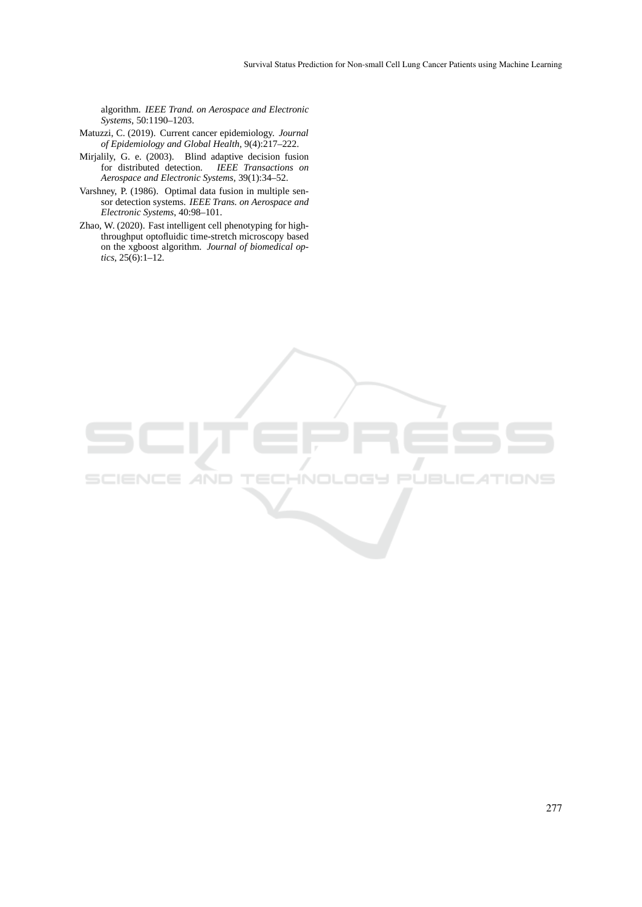algorithm. *IEEE Trand. on Aerospace and Electronic Systems*, 50:1190–1203.

Matuzzi, C. (2019). Current cancer epidemiology. *Journal of Epidemiology and Global Health*, 9(4):217–222.

Mirjalily, G. e. (2003). Blind adaptive decision fusion for distributed detection. *IEEE Transactions on Aerospace and Electronic Systems*, 39(1):34–52.

Varshney, P. (1986). Optimal data fusion in multiple sensor detection systems. *IEEE Trans. on Aerospace and Electronic Systems*, 40:98–101.

Zhao, W. (2020). Fast intelligent cell phenotyping for high-throughput optofluidic time-stretch microscopy based on the xgboost algorithm. *Journal of biomedical optics*, 25(6):1–12.